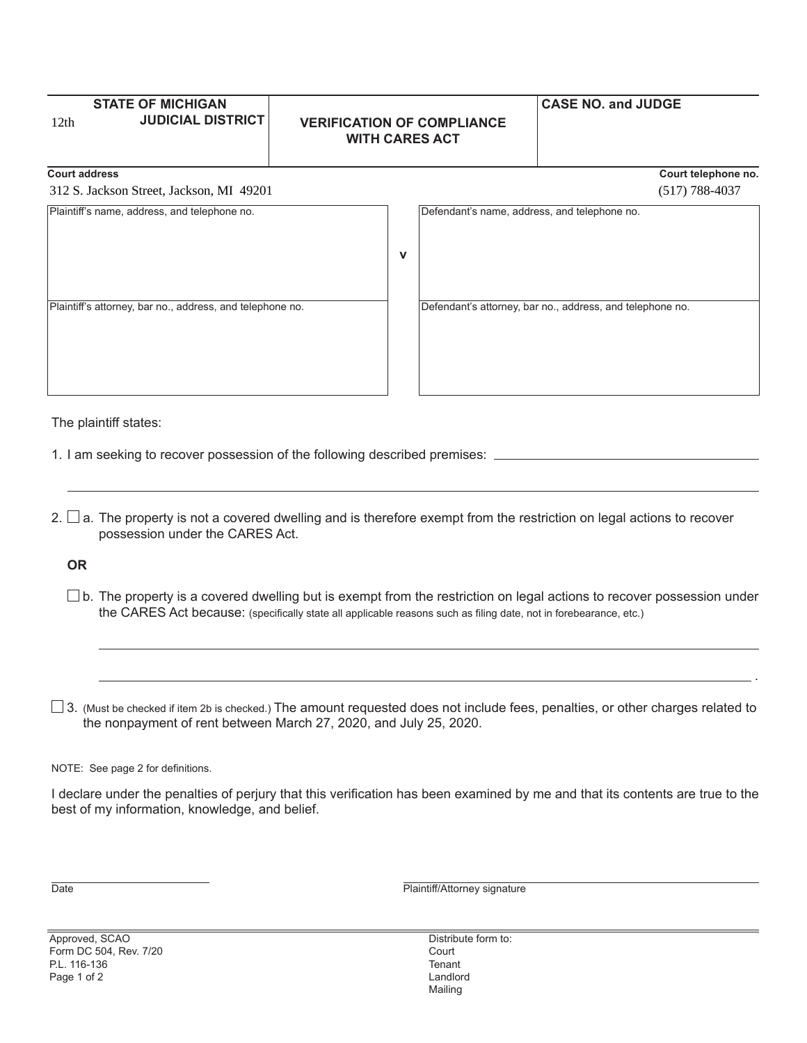| STATE OF MICHIGAN<br>12th JUDICIAL DISTRICT | VERIFICATION OF COMPLIANCE WITH CARES ACT | CASE NO. and JUDGE |
|---|---|---|

**Court address**
312 S. Jackson Street, Jackson, MI 49201

**Court telephone no.**
(517) 788-4037

| Plaintiff's name, address, and telephone no. | v | Defendant's name, address, and telephone no. |
|---|---|---|
| Plaintiff's attorney, bar no., address, and telephone no. | | Defendant's attorney, bar no., address, and telephone no. |

The plaintiff states:

1. I am seeking to recover possession of the following described premises: \_\_\_\_\_\_\_\_\_\_\_\_\_\_\_\_\_\_\_\_\_\_\_\_\_\_\_\_\_\_\_\_\_\_\_\_\_\_\_\_\_\_

\_\_\_\_\_\_\_\_\_\_\_\_\_\_\_\_\_\_\_\_\_\_\_\_\_\_\_\_\_\_\_\_\_\_\_\_\_\_\_\_\_\_\_\_\_\_\_\_\_\_\_\_\_\_\_\_\_\_\_\_\_\_\_\_\_\_\_\_\_\_\_\_\_\_\_\_\_\_\_\_\_\_

2. ☐ a. The property is not a covered dwelling and is therefore exempt from the restriction on legal actions to recover possession under the CARES Act.

**OR**

☐ b. The property is a covered dwelling but is exempt from the restriction on legal actions to recover possession under the CARES Act because: (specifically state all applicable reasons such as filing date, not in forebearance, etc.)

\_\_\_\_\_\_\_\_\_\_\_\_\_\_\_\_\_\_\_\_\_\_\_\_\_\_\_\_\_\_\_\_\_\_\_\_\_\_\_\_\_\_\_\_\_\_\_\_\_\_\_\_\_\_\_\_\_\_\_\_\_\_\_\_\_\_\_\_\_\_\_\_\_\_\_\_\_\_

\_\_\_\_\_\_\_\_\_\_\_\_\_\_\_\_\_\_\_\_\_\_\_\_\_\_\_\_\_\_\_\_\_\_\_\_\_\_\_\_\_\_\_\_\_\_\_\_\_\_\_\_\_\_\_\_\_\_\_\_\_\_\_\_\_\_\_\_\_\_\_\_\_\_\_\_\_\_.

☐ 3. (Must be checked if item 2b is checked.) The amount requested does not include fees, penalties, or other charges related to the nonpayment of rent between March 27, 2020, and July 25, 2020.

NOTE: See page 2 for definitions.

I declare under the penalties of perjury that this verification has been examined by me and that its contents are true to the best of my information, knowledge, and belief.

\_\_\_\_\_\_\_\_\_\_\_\_\_\_\_\_\_\_\_\_\_\_\_\_ \_\_\_\_\_\_\_\_\_\_\_\_\_\_\_\_\_\_\_\_\_\_\_\_\_\_\_\_\_\_\_\_\_\_\_\_\_\_\_\_
Date Plaintiff/Attorney signature

Approved, SCAO
Form DC 504, Rev. 7/20
P.L. 116-136

Distribute form to:
Court
Tenant
Landlord
Mailing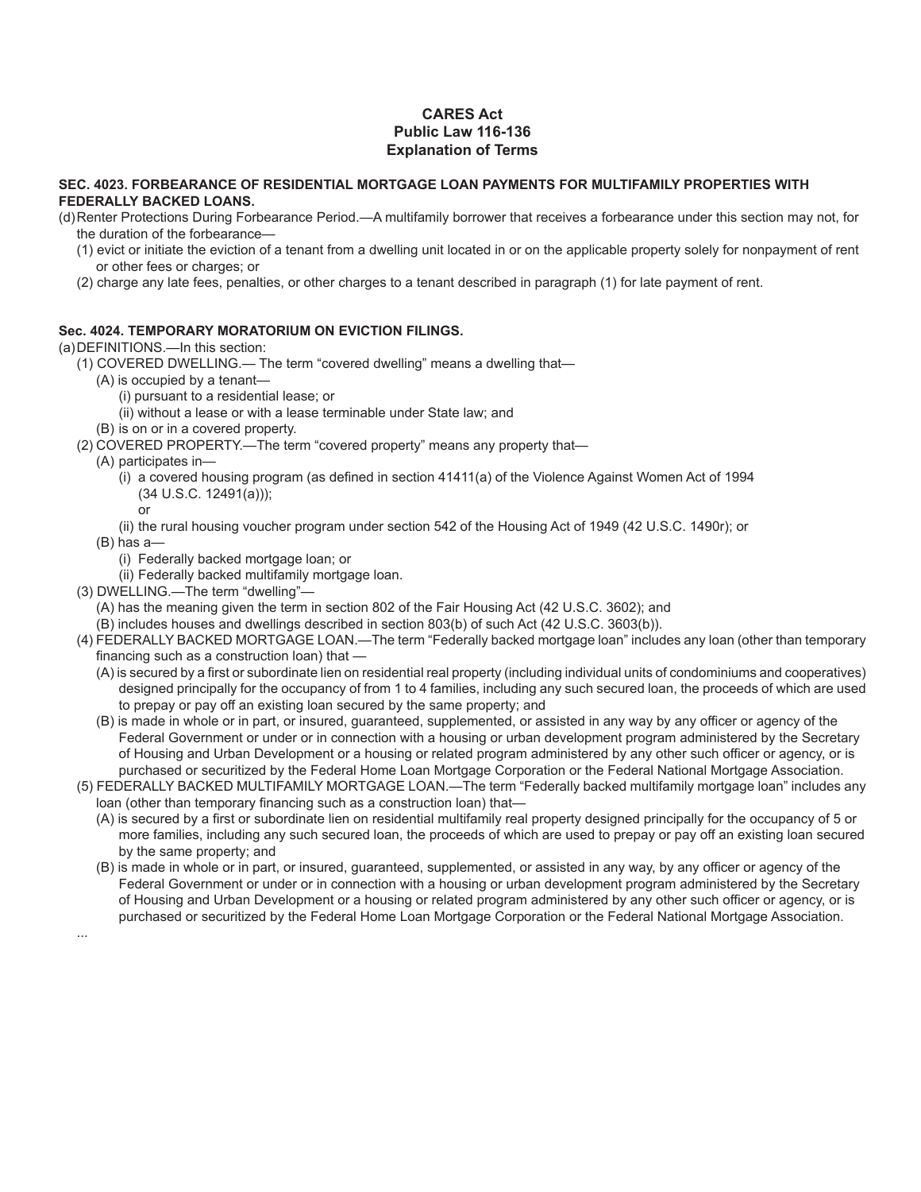**CARES Act**
**Public Law 116-136**
**Explanation of Terms**

**SEC. 4023. FORBEARANCE OF RESIDENTIAL MORTGAGE LOAN PAYMENTS FOR MULTIFAMILY PROPERTIES WITH FEDERALLY BACKED LOANS.**

(d) Renter Protections During Forbearance Period.—A multifamily borrower that receives a forbearance under this section may not, for the duration of the forbearance—

- (1) evict or initiate the eviction of a tenant from a dwelling unit located in or on the applicable property solely for nonpayment of rent or other fees or charges; or
- (2) charge any late fees, penalties, or other charges to a tenant described in paragraph (1) for late payment of rent.

**Sec. 4024. TEMPORARY MORATORIUM ON EVICTION FILINGS.**

(a) DEFINITIONS.—In this section:

- (1) COVERED DWELLING.— The term “covered dwelling” means a dwelling that—
  - (A) is occupied by a tenant—
    - (i) pursuant to a residential lease; or
    - (ii) without a lease or with a lease terminable under State law; and
  - (B) is on or in a covered property.
- (2) COVERED PROPERTY.—The term “covered property” means any property that—
  - (A) participates in—
    - (i) a covered housing program (as defined in section 41411(a) of the Violence Against Women Act of 1994 (34 U.S.C. 12491(a))); or
    - (ii) the rural housing voucher program under section 542 of the Housing Act of 1949 (42 U.S.C. 1490r); or
  - (B) has a—
    - (i) Federally backed mortgage loan; or
    - (ii) Federally backed multifamily mortgage loan.
- (3) DWELLING.—The term “dwelling”—
  - (A) has the meaning given the term in section 802 of the Fair Housing Act (42 U.S.C. 3602); and
  - (B) includes houses and dwellings described in section 803(b) of such Act (42 U.S.C. 3603(b)).
- (4) FEDERALLY BACKED MORTGAGE LOAN.—The term “Federally backed mortgage loan” includes any loan (other than temporary financing such as a construction loan) that —
  - (A) is secured by a first or subordinate lien on residential real property (including individual units of condominiums and cooperatives) designed principally for the occupancy of from 1 to 4 families, including any such secured loan, the proceeds of which are used to prepay or pay off an existing loan secured by the same property; and
  - (B) is made in whole or in part, or insured, guaranteed, supplemented, or assisted in any way by any officer or agency of the Federal Government or under or in connection with a housing or urban development program administered by the Secretary of Housing and Urban Development or a housing or related program administered by any other such officer or agency, or is purchased or securitized by the Federal Home Loan Mortgage Corporation or the Federal National Mortgage Association.
- (5) FEDERALLY BACKED MULTIFAMILY MORTGAGE LOAN.—The term “Federally backed multifamily mortgage loan” includes any loan (other than temporary financing such as a construction loan) that—
  - (A) is secured by a first or subordinate lien on residential multifamily real property designed principally for the occupancy of 5 or more families, including any such secured loan, the proceeds of which are used to prepay or pay off an existing loan secured by the same property; and
  - (B) is made in whole or in part, or insured, guaranteed, supplemented, or assisted in any way, by any officer or agency of the Federal Government or under or in connection with a housing or urban development program administered by the Secretary of Housing and Urban Development or a housing or related program administered by any other such officer or agency, or is purchased or securitized by the Federal Home Loan Mortgage Corporation or the Federal National Mortgage Association.

...